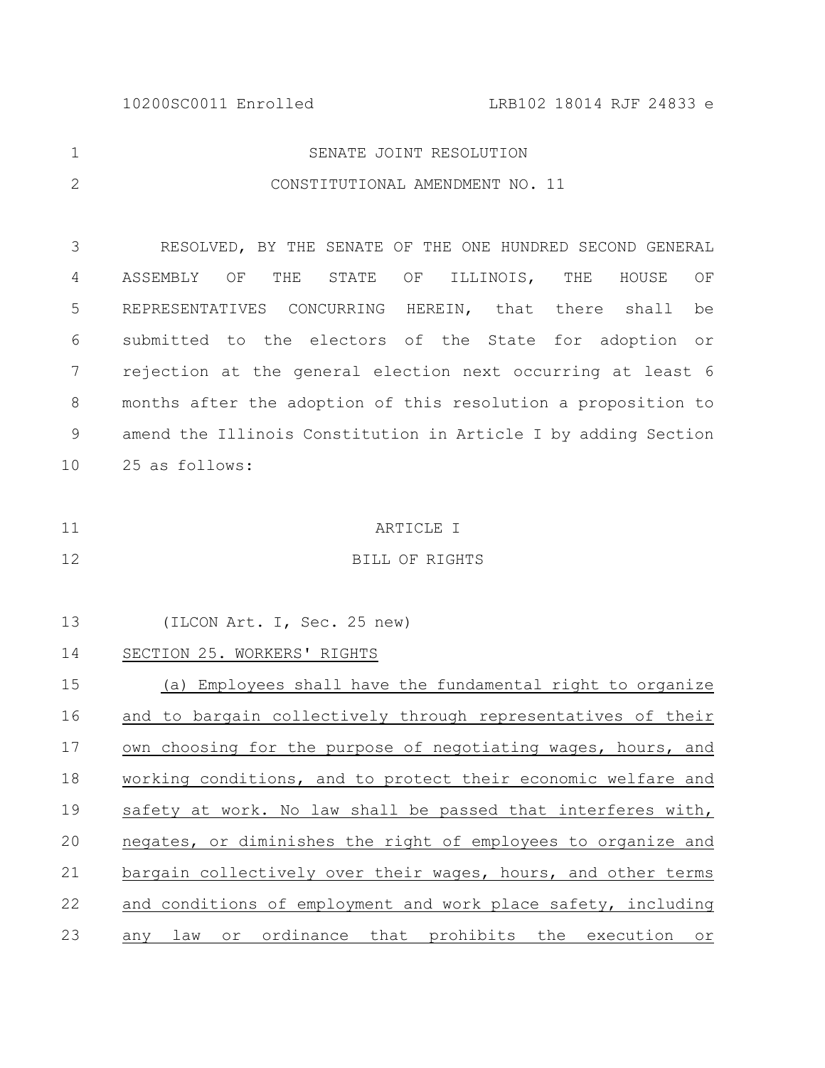SENATE JOINT RESOLUTION

CONSTITUTIONAL AMENDMENT NO. 11

RESOLVED, BY THE SENATE OF THE ONE HUNDRED SECOND GENERAL ASSEMBLY OF THE STATE OF ILLINOIS, THE HOUSE OF REPRESENTATIVES CONCURRING HEREIN, that there shall be submitted to the electors of the State for adoption or rejection at the general election next occurring at least 6 months after the adoption of this resolution a proposition to amend the Illinois Constitution in Article I by adding Section 25 as follows:

ARTICLE I

BILL OF RIGHTS

(ILCON Art. I, Sec. 25 new)

SECTION 25. WORKERS' RIGHTS

(a) Employees shall have the fundamental right to organize and to bargain collectively through representatives of their own choosing for the purpose of negotiating wages, hours, and working conditions, and to protect their economic welfare and safety at work. No law shall be passed that interferes with, negates, or diminishes the right of employees to organize and bargain collectively over their wages, hours, and other terms and conditions of employment and work place safety, including any law or ordinance that prohibits the execution or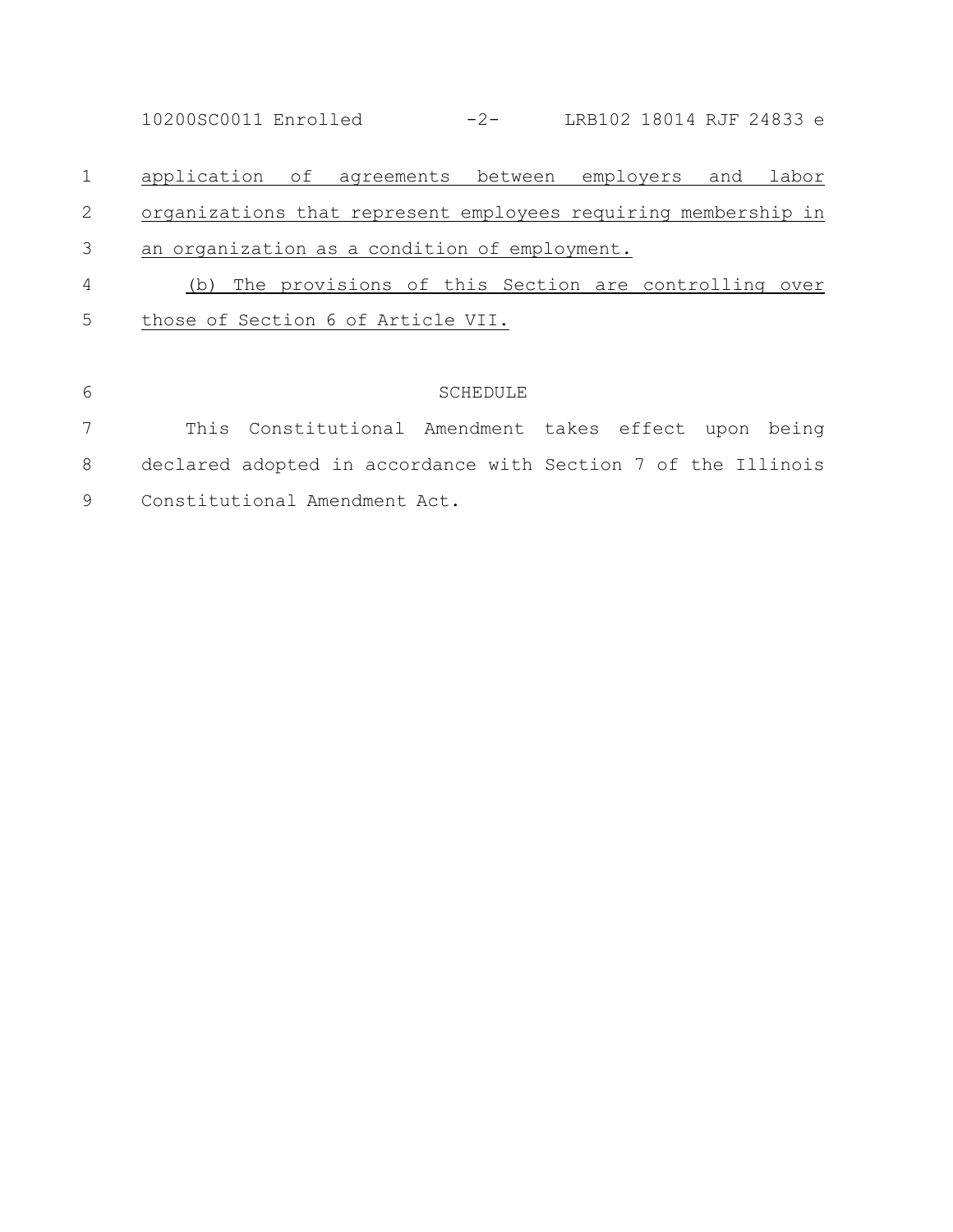application of agreements between employers and labor organizations that represent employees requiring membership in an organization as a condition of employment.

(b) The provisions of this Section are controlling over those of Section 6 of Article VII.

SCHEDULE

This Constitutional Amendment takes effect upon being declared adopted in accordance with Section 7 of the Illinois Constitutional Amendment Act.